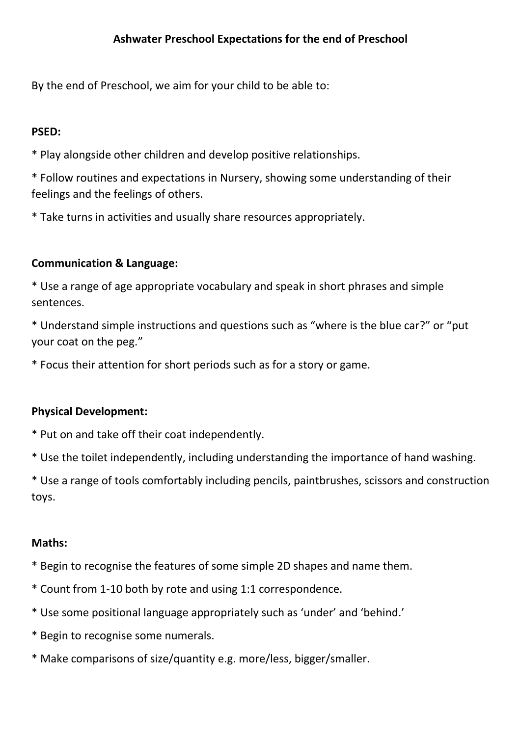# Ashwater Preschool Expectations for the end of Preschool

By the end of Preschool, we aim for your child to be able to:

**PSED:**

* Play alongside other children and develop positive relationships.

* Follow routines and expectations in Nursery, showing some understanding of their feelings and the feelings of others.

* Take turns in activities and usually share resources appropriately.

**Communication & Language:**

* Use a range of age appropriate vocabulary and speak in short phrases and simple sentences.

* Understand simple instructions and questions such as "where is the blue car?" or "put your coat on the peg."

* Focus their attention for short periods such as for a story or game.

**Physical Development:**

* Put on and take off their coat independently.

* Use the toilet independently, including understanding the importance of hand washing.

* Use a range of tools comfortably including pencils, paintbrushes, scissors and construction toys.

**Maths:**

* Begin to recognise the features of some simple 2D shapes and name them.

* Count from 1-10 both by rote and using 1:1 correspondence.

* Use some positional language appropriately such as 'under' and 'behind.'

* Begin to recognise some numerals.

* Make comparisons of size/quantity e.g. more/less, bigger/smaller.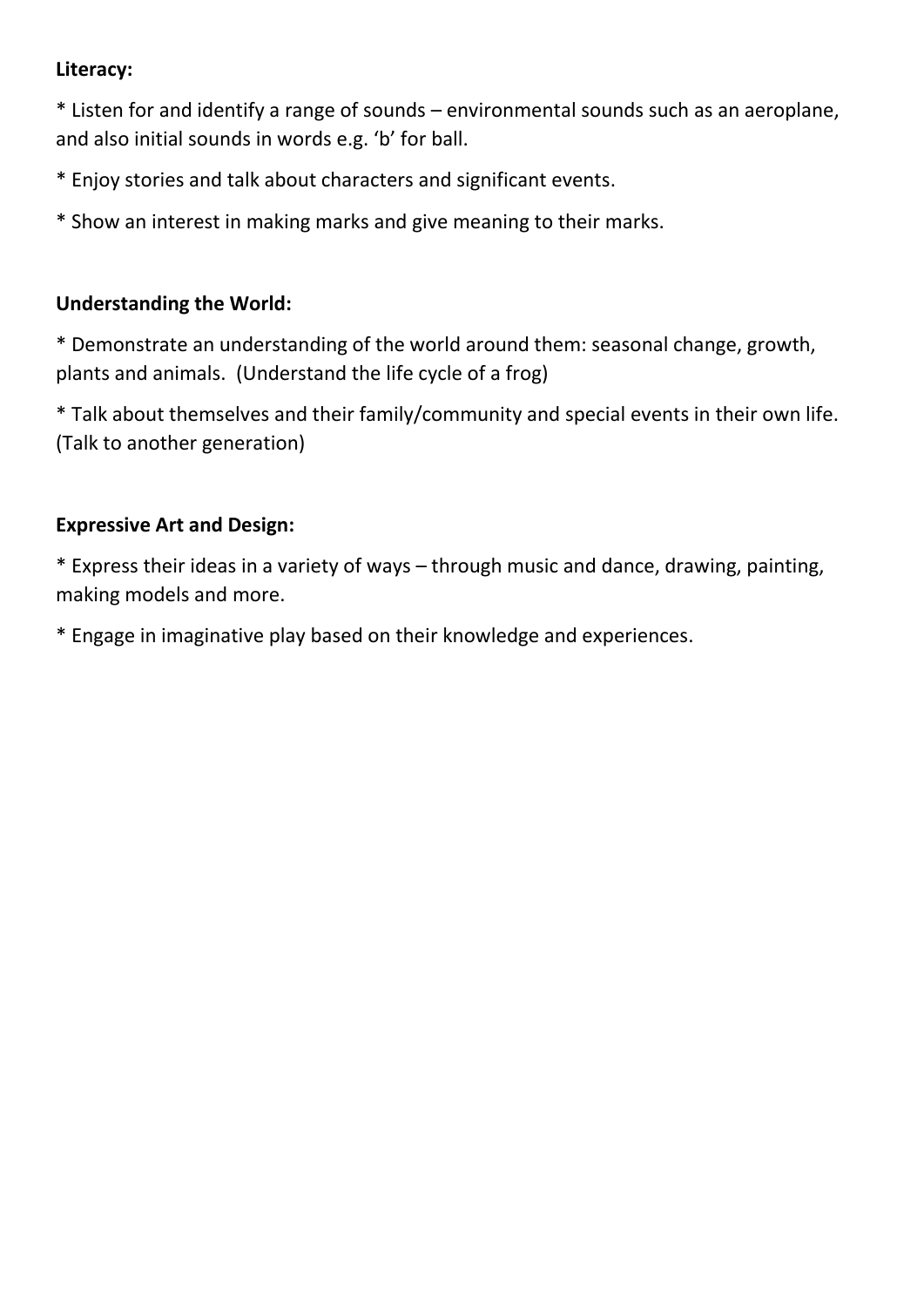**Literacy:**

* Listen for and identify a range of sounds – environmental sounds such as an aeroplane, and also initial sounds in words e.g. 'b' for ball.

* Enjoy stories and talk about characters and significant events.

* Show an interest in making marks and give meaning to their marks.

**Understanding the World:**

* Demonstrate an understanding of the world around them: seasonal change, growth, plants and animals. (Understand the life cycle of a frog)

* Talk about themselves and their family/community and special events in their own life. (Talk to another generation)

**Expressive Art and Design:**

* Express their ideas in a variety of ways – through music and dance, drawing, painting, making models and more.

* Engage in imaginative play based on their knowledge and experiences.